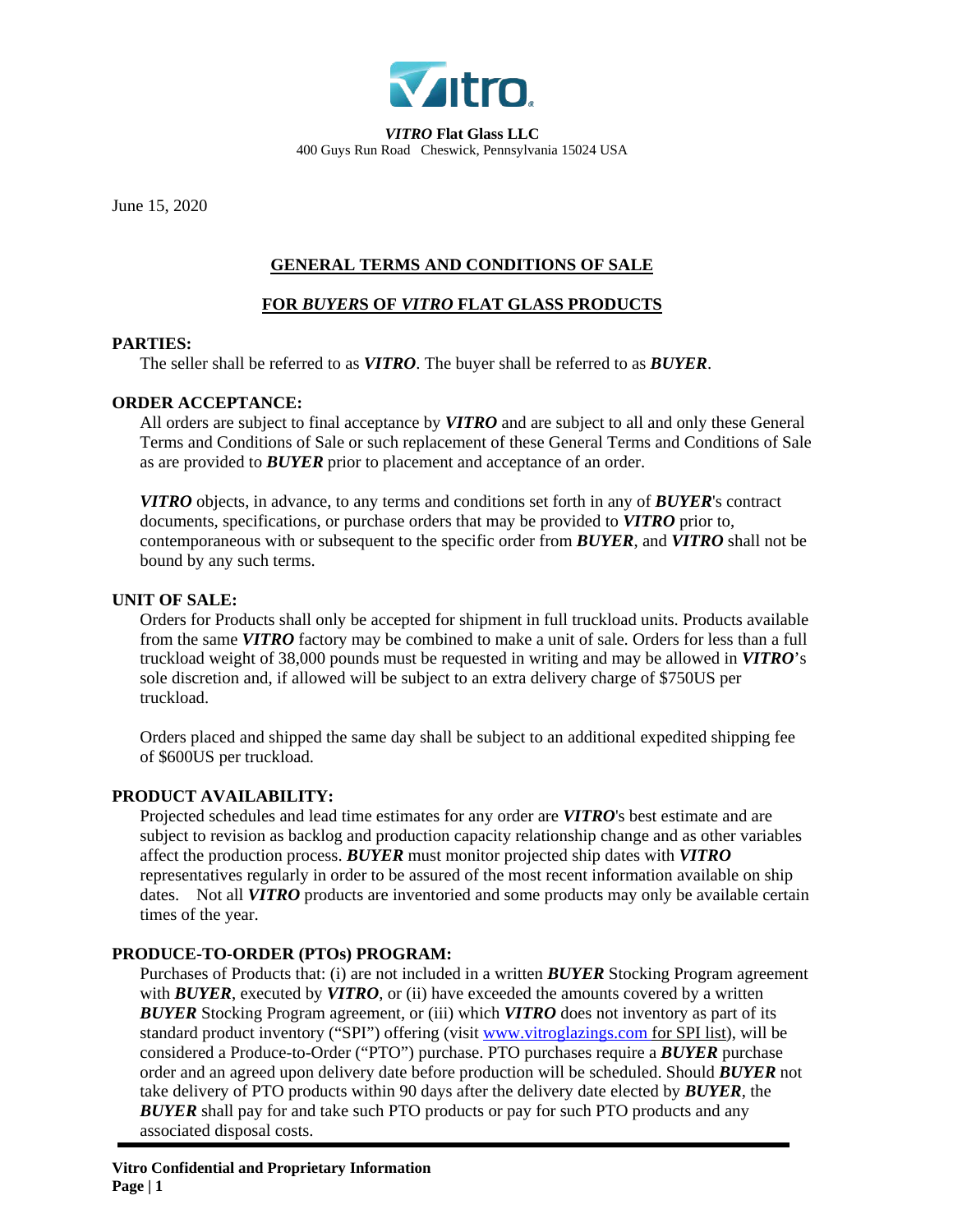***VITRO*** **Flat Glass LLC**
400 Guys Run Road Cheswick, Pennsylvania 15024 USA

June 15, 2020

# GENERAL TERMS AND CONDITIONS OF SALE

## FOR *BUYERS* OF *VITRO* FLAT GLASS PRODUCTS

**PARTIES:**

The seller shall be referred to as ***VITRO***. The buyer shall be referred to as ***BUYER***.

**ORDER ACCEPTANCE:**

All orders are subject to final acceptance by ***VITRO*** and are subject to all and only these General Terms and Conditions of Sale or such replacement of these General Terms and Conditions of Sale as are provided to ***BUYER*** prior to placement and acceptance of an order.

***VITRO*** objects, in advance, to any terms and conditions set forth in any of ***BUYER***'s contract documents, specifications, or purchase orders that may be provided to ***VITRO*** prior to, contemporaneous with or subsequent to the specific order from ***BUYER***, and ***VITRO*** shall not be bound by any such terms.

**UNIT OF SALE:**

Orders for Products shall only be accepted for shipment in full truckload units. Products available from the same ***VITRO*** factory may be combined to make a unit of sale. Orders for less than a full truckload weight of 38,000 pounds must be requested in writing and may be allowed in ***VITRO***'s sole discretion and, if allowed will be subject to an extra delivery charge of $750US per truckload.

Orders placed and shipped the same day shall be subject to an additional expedited shipping fee of $600US per truckload.

**PRODUCT AVAILABILITY:**

Projected schedules and lead time estimates for any order are ***VITRO***'s best estimate and are subject to revision as backlog and production capacity relationship change and as other variables affect the production process. ***BUYER*** must monitor projected ship dates with ***VITRO*** representatives regularly in order to be assured of the most recent information available on ship dates. Not all ***VITRO*** products are inventoried and some products may only be available certain times of the year.

**PRODUCE-TO-ORDER (PTOs) PROGRAM:**

Purchases of Products that: (i) are not included in a written ***BUYER*** Stocking Program agreement with ***BUYER***, executed by ***VITRO***, or (ii) have exceeded the amounts covered by a written ***BUYER*** Stocking Program agreement, or (iii) which ***VITRO*** does not inventory as part of its standard product inventory ("SPI") offering (visit www.vitroglazings.com for SPI list), will be considered a Produce-to-Order ("PTO") purchase. PTO purchases require a ***BUYER*** purchase order and an agreed upon delivery date before production will be scheduled. Should ***BUYER*** not take delivery of PTO products within 90 days after the delivery date elected by ***BUYER***, the ***BUYER*** shall pay for and take such PTO products or pay for such PTO products and any associated disposal costs.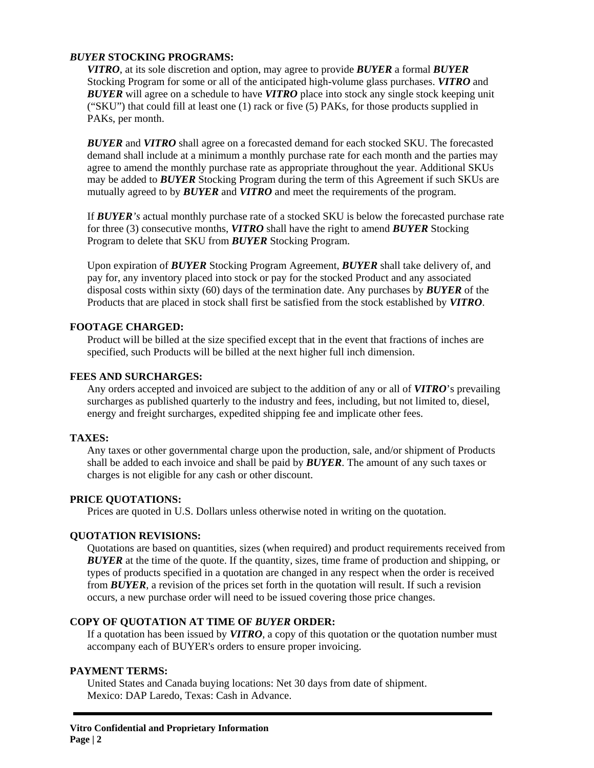## ***BUYER*** STOCKING PROGRAMS:

***VITRO***, at its sole discretion and option, may agree to provide ***BUYER*** a formal ***BUYER*** Stocking Program for some or all of the anticipated high-volume glass purchases. ***VITRO*** and ***BUYER*** will agree on a schedule to have ***VITRO*** place into stock any single stock keeping unit ("SKU") that could fill at least one (1) rack or five (5) PAKs, for those products supplied in PAKs, per month.

***BUYER*** and ***VITRO*** shall agree on a forecasted demand for each stocked SKU. The forecasted demand shall include at a minimum a monthly purchase rate for each month and the parties may agree to amend the monthly purchase rate as appropriate throughout the year. Additional SKUs may be added to ***BUYER*** Stocking Program during the term of this Agreement if such SKUs are mutually agreed to by ***BUYER*** and ***VITRO*** and meet the requirements of the program.

If ***BUYER's*** actual monthly purchase rate of a stocked SKU is below the forecasted purchase rate for three (3) consecutive months, ***VITRO*** shall have the right to amend ***BUYER*** Stocking Program to delete that SKU from ***BUYER*** Stocking Program.

Upon expiration of ***BUYER*** Stocking Program Agreement, ***BUYER*** shall take delivery of, and pay for, any inventory placed into stock or pay for the stocked Product and any associated disposal costs within sixty (60) days of the termination date. Any purchases by ***BUYER*** of the Products that are placed in stock shall first be satisfied from the stock established by ***VITRO***.

## FOOTAGE CHARGED:

Product will be billed at the size specified except that in the event that fractions of inches are specified, such Products will be billed at the next higher full inch dimension.

## FEES AND SURCHARGES:

Any orders accepted and invoiced are subject to the addition of any or all of ***VITRO***'s prevailing surcharges as published quarterly to the industry and fees, including, but not limited to, diesel, energy and freight surcharges, expedited shipping fee and implicate other fees.

## TAXES:

Any taxes or other governmental charge upon the production, sale, and/or shipment of Products shall be added to each invoice and shall be paid by ***BUYER***. The amount of any such taxes or charges is not eligible for any cash or other discount.

## PRICE QUOTATIONS:

Prices are quoted in U.S. Dollars unless otherwise noted in writing on the quotation.

## QUOTATION REVISIONS:

Quotations are based on quantities, sizes (when required) and product requirements received from ***BUYER*** at the time of the quote. If the quantity, sizes, time frame of production and shipping, or types of products specified in a quotation are changed in any respect when the order is received from ***BUYER***, a revision of the prices set forth in the quotation will result. If such a revision occurs, a new purchase order will need to be issued covering those price changes.

## COPY OF QUOTATION AT TIME OF ***BUYER*** ORDER:

If a quotation has been issued by ***VITRO***, a copy of this quotation or the quotation number must accompany each of BUYER's orders to ensure proper invoicing.

## PAYMENT TERMS:

United States and Canada buying locations: Net 30 days from date of shipment.
Mexico: DAP Laredo, Texas: Cash in Advance.

**Vitro Confidential and Proprietary Information**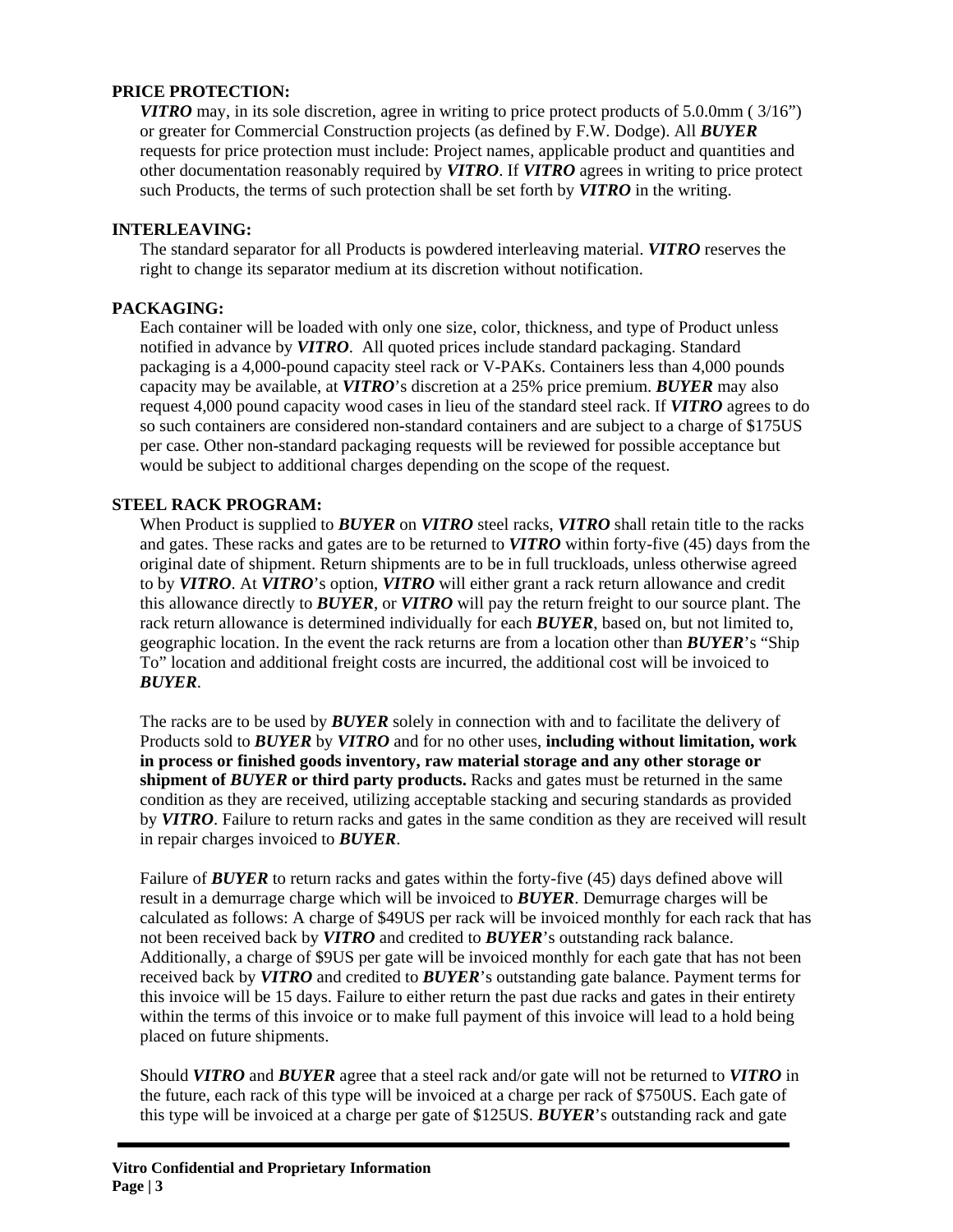**PRICE PROTECTION:**

***VITRO*** may, in its sole discretion, agree in writing to price protect products of 5.0.0mm ( 3/16") or greater for Commercial Construction projects (as defined by F.W. Dodge). All ***BUYER*** requests for price protection must include: Project names, applicable product and quantities and other documentation reasonably required by ***VITRO***. If ***VITRO*** agrees in writing to price protect such Products, the terms of such protection shall be set forth by ***VITRO*** in the writing.

**INTERLEAVING:**

The standard separator for all Products is powdered interleaving material. ***VITRO*** reserves the right to change its separator medium at its discretion without notification.

**PACKAGING:**

Each container will be loaded with only one size, color, thickness, and type of Product unless notified in advance by ***VITRO***. All quoted prices include standard packaging. Standard packaging is a 4,000-pound capacity steel rack or V-PAKs. Containers less than 4,000 pounds capacity may be available, at ***VITRO***'s discretion at a 25% price premium. ***BUYER*** may also request 4,000 pound capacity wood cases in lieu of the standard steel rack. If ***VITRO*** agrees to do so such containers are considered non-standard containers and are subject to a charge of $175US per case. Other non-standard packaging requests will be reviewed for possible acceptance but would be subject to additional charges depending on the scope of the request.

**STEEL RACK PROGRAM:**

When Product is supplied to ***BUYER*** on ***VITRO*** steel racks, ***VITRO*** shall retain title to the racks and gates. These racks and gates are to be returned to ***VITRO*** within forty-five (45) days from the original date of shipment. Return shipments are to be in full truckloads, unless otherwise agreed to by ***VITRO***. At ***VITRO***'s option, ***VITRO*** will either grant a rack return allowance and credit this allowance directly to ***BUYER***, or ***VITRO*** will pay the return freight to our source plant. The rack return allowance is determined individually for each ***BUYER***, based on, but not limited to, geographic location. In the event the rack returns are from a location other than ***BUYER***'s "Ship To" location and additional freight costs are incurred, the additional cost will be invoiced to ***BUYER***.

The racks are to be used by ***BUYER*** solely in connection with and to facilitate the delivery of Products sold to ***BUYER*** by ***VITRO*** and for no other uses, **including without limitation, work in process or finished goods inventory, raw material storage and any other storage or shipment of *BUYER* or third party products.** Racks and gates must be returned in the same condition as they are received, utilizing acceptable stacking and securing standards as provided by ***VITRO***. Failure to return racks and gates in the same condition as they are received will result in repair charges invoiced to ***BUYER***.

Failure of ***BUYER*** to return racks and gates within the forty-five (45) days defined above will result in a demurrage charge which will be invoiced to ***BUYER***. Demurrage charges will be calculated as follows: A charge of $49US per rack will be invoiced monthly for each rack that has not been received back by ***VITRO*** and credited to ***BUYER***'s outstanding rack balance. Additionally, a charge of $9US per gate will be invoiced monthly for each gate that has not been received back by ***VITRO*** and credited to ***BUYER***'s outstanding gate balance. Payment terms for this invoice will be 15 days. Failure to either return the past due racks and gates in their entirety within the terms of this invoice or to make full payment of this invoice will lead to a hold being placed on future shipments.

Should ***VITRO*** and ***BUYER*** agree that a steel rack and/or gate will not be returned to ***VITRO*** in the future, each rack of this type will be invoiced at a charge per rack of $750US. Each gate of this type will be invoiced at a charge per gate of $125US. ***BUYER***'s outstanding rack and gate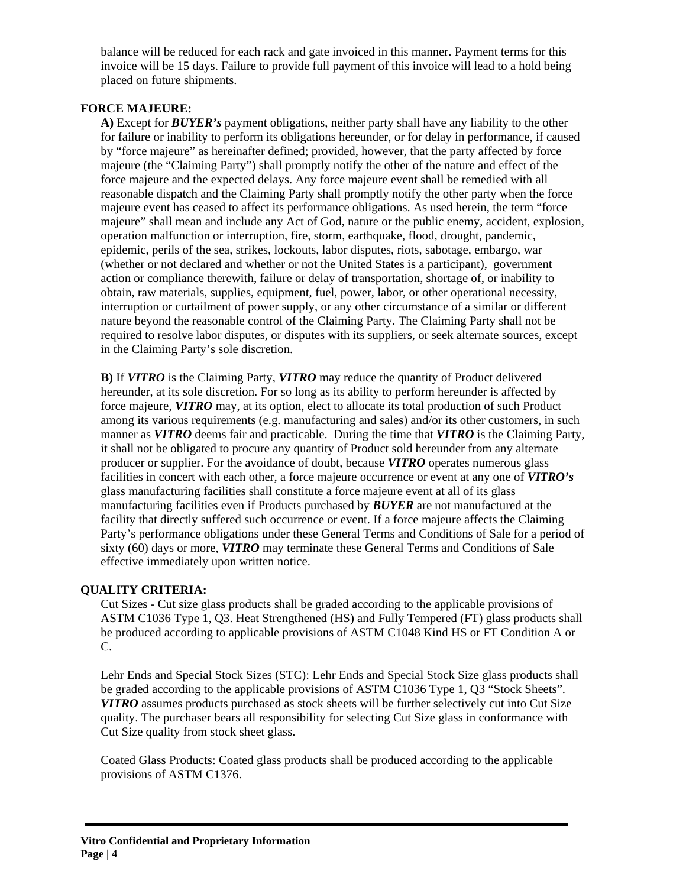balance will be reduced for each rack and gate invoiced in this manner. Payment terms for this invoice will be 15 days. Failure to provide full payment of this invoice will lead to a hold being placed on future shipments.

**FORCE MAJEURE:**

**A)** Except for ***BUYER's*** payment obligations, neither party shall have any liability to the other for failure or inability to perform its obligations hereunder, or for delay in performance, if caused by "force majeure" as hereinafter defined; provided, however, that the party affected by force majeure (the "Claiming Party") shall promptly notify the other of the nature and effect of the force majeure and the expected delays. Any force majeure event shall be remedied with all reasonable dispatch and the Claiming Party shall promptly notify the other party when the force majeure event has ceased to affect its performance obligations. As used herein, the term "force majeure" shall mean and include any Act of God, nature or the public enemy, accident, explosion, operation malfunction or interruption, fire, storm, earthquake, flood, drought, pandemic, epidemic, perils of the sea, strikes, lockouts, labor disputes, riots, sabotage, embargo, war (whether or not declared and whether or not the United States is a participant), government action or compliance therewith, failure or delay of transportation, shortage of, or inability to obtain, raw materials, supplies, equipment, fuel, power, labor, or other operational necessity, interruption or curtailment of power supply, or any other circumstance of a similar or different nature beyond the reasonable control of the Claiming Party. The Claiming Party shall not be required to resolve labor disputes, or disputes with its suppliers, or seek alternate sources, except in the Claiming Party's sole discretion.

**B)** If ***VITRO*** is the Claiming Party, ***VITRO*** may reduce the quantity of Product delivered hereunder, at its sole discretion. For so long as its ability to perform hereunder is affected by force majeure, ***VITRO*** may, at its option, elect to allocate its total production of such Product among its various requirements (e.g. manufacturing and sales) and/or its other customers, in such manner as ***VITRO*** deems fair and practicable. During the time that ***VITRO*** is the Claiming Party, it shall not be obligated to procure any quantity of Product sold hereunder from any alternate producer or supplier. For the avoidance of doubt, because ***VITRO*** operates numerous glass facilities in concert with each other, a force majeure occurrence or event at any one of ***VITRO's*** glass manufacturing facilities shall constitute a force majeure event at all of its glass manufacturing facilities even if Products purchased by ***BUYER*** are not manufactured at the facility that directly suffered such occurrence or event. If a force majeure affects the Claiming Party's performance obligations under these General Terms and Conditions of Sale for a period of sixty (60) days or more, ***VITRO*** may terminate these General Terms and Conditions of Sale effective immediately upon written notice.

**QUALITY CRITERIA:**

Cut Sizes - Cut size glass products shall be graded according to the applicable provisions of ASTM C1036 Type 1, Q3. Heat Strengthened (HS) and Fully Tempered (FT) glass products shall be produced according to applicable provisions of ASTM C1048 Kind HS or FT Condition A or C.

Lehr Ends and Special Stock Sizes (STC): Lehr Ends and Special Stock Size glass products shall be graded according to the applicable provisions of ASTM C1036 Type 1, Q3 "Stock Sheets". ***VITRO*** assumes products purchased as stock sheets will be further selectively cut into Cut Size quality. The purchaser bears all responsibility for selecting Cut Size glass in conformance with Cut Size quality from stock sheet glass.

Coated Glass Products: Coated glass products shall be produced according to the applicable provisions of ASTM C1376.

**Vitro Confidential and Proprietary Information**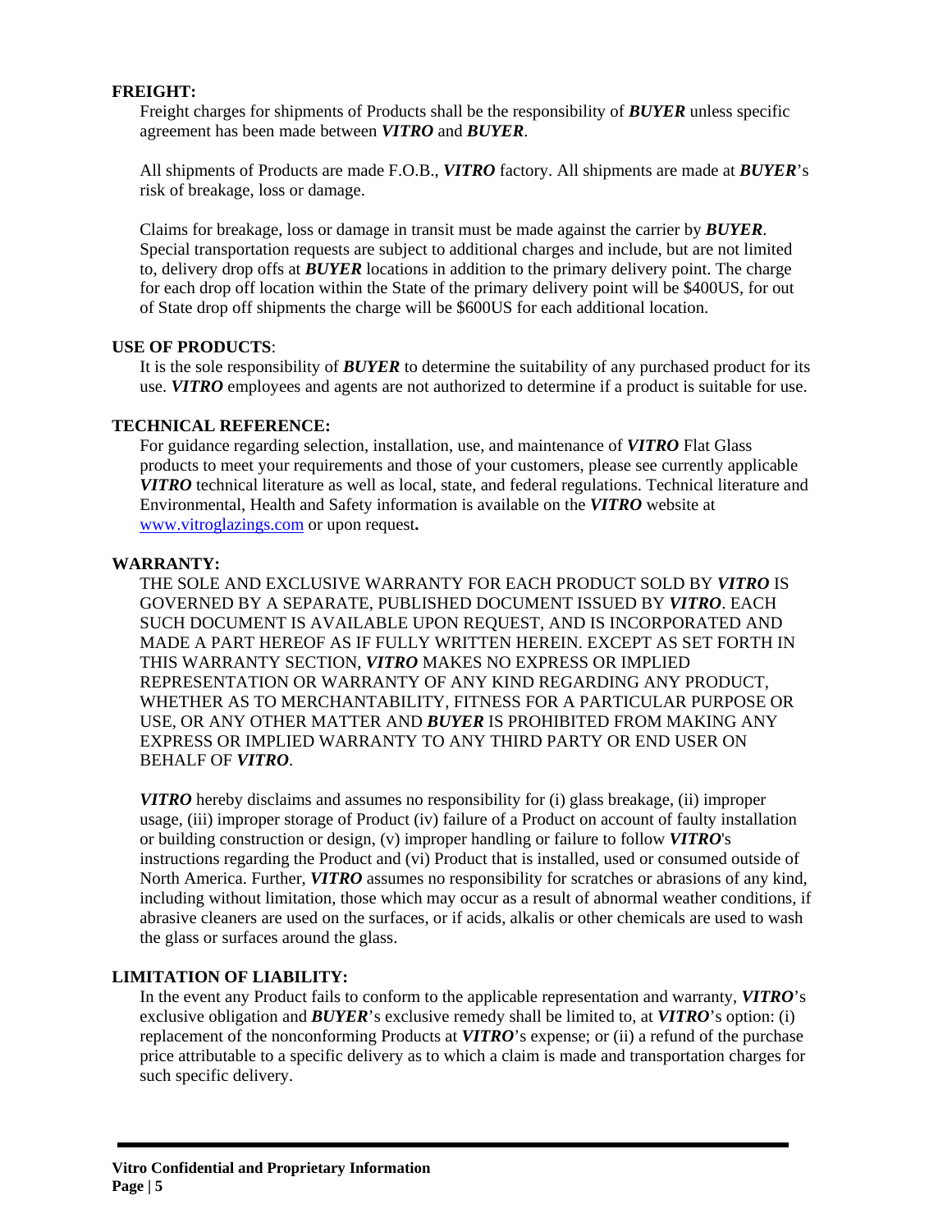**FREIGHT:**

Freight charges for shipments of Products shall be the responsibility of ***BUYER*** unless specific agreement has been made between ***VITRO*** and ***BUYER***.

All shipments of Products are made F.O.B., ***VITRO*** factory. All shipments are made at ***BUYER***'s risk of breakage, loss or damage.

Claims for breakage, loss or damage in transit must be made against the carrier by ***BUYER***. Special transportation requests are subject to additional charges and include, but are not limited to, delivery drop offs at ***BUYER*** locations in addition to the primary delivery point. The charge for each drop off location within the State of the primary delivery point will be $400US, for out of State drop off shipments the charge will be $600US for each additional location.

**USE OF PRODUCTS**:

It is the sole responsibility of ***BUYER*** to determine the suitability of any purchased product for its use. ***VITRO*** employees and agents are not authorized to determine if a product is suitable for use.

**TECHNICAL REFERENCE:**

For guidance regarding selection, installation, use, and maintenance of ***VITRO*** Flat Glass products to meet your requirements and those of your customers, please see currently applicable ***VITRO*** technical literature as well as local, state, and federal regulations. Technical literature and Environmental, Health and Safety information is available on the ***VITRO*** website at [www.vitroglazings.com](http://www.vitroglazings.com) or upon request**.**

**WARRANTY:**

THE SOLE AND EXCLUSIVE WARRANTY FOR EACH PRODUCT SOLD BY ***VITRO*** IS GOVERNED BY A SEPARATE, PUBLISHED DOCUMENT ISSUED BY ***VITRO***. EACH SUCH DOCUMENT IS AVAILABLE UPON REQUEST, AND IS INCORPORATED AND MADE A PART HEREOF AS IF FULLY WRITTEN HEREIN. EXCEPT AS SET FORTH IN THIS WARRANTY SECTION, ***VITRO*** MAKES NO EXPRESS OR IMPLIED REPRESENTATION OR WARRANTY OF ANY KIND REGARDING ANY PRODUCT, WHETHER AS TO MERCHANTABILITY, FITNESS FOR A PARTICULAR PURPOSE OR USE, OR ANY OTHER MATTER AND ***BUYER*** IS PROHIBITED FROM MAKING ANY EXPRESS OR IMPLIED WARRANTY TO ANY THIRD PARTY OR END USER ON BEHALF OF ***VITRO***.

***VITRO*** hereby disclaims and assumes no responsibility for (i) glass breakage, (ii) improper usage, (iii) improper storage of Product (iv) failure of a Product on account of faulty installation or building construction or design, (v) improper handling or failure to follow ***VITRO***'s instructions regarding the Product and (vi) Product that is installed, used or consumed outside of North America. Further, ***VITRO*** assumes no responsibility for scratches or abrasions of any kind, including without limitation, those which may occur as a result of abnormal weather conditions, if abrasive cleaners are used on the surfaces, or if acids, alkalis or other chemicals are used to wash the glass or surfaces around the glass.

**LIMITATION OF LIABILITY:**

In the event any Product fails to conform to the applicable representation and warranty, ***VITRO***'s exclusive obligation and ***BUYER***'s exclusive remedy shall be limited to, at ***VITRO***'s option: (i) replacement of the nonconforming Products at ***VITRO***'s expense; or (ii) a refund of the purchase price attributable to a specific delivery as to which a claim is made and transportation charges for such specific delivery.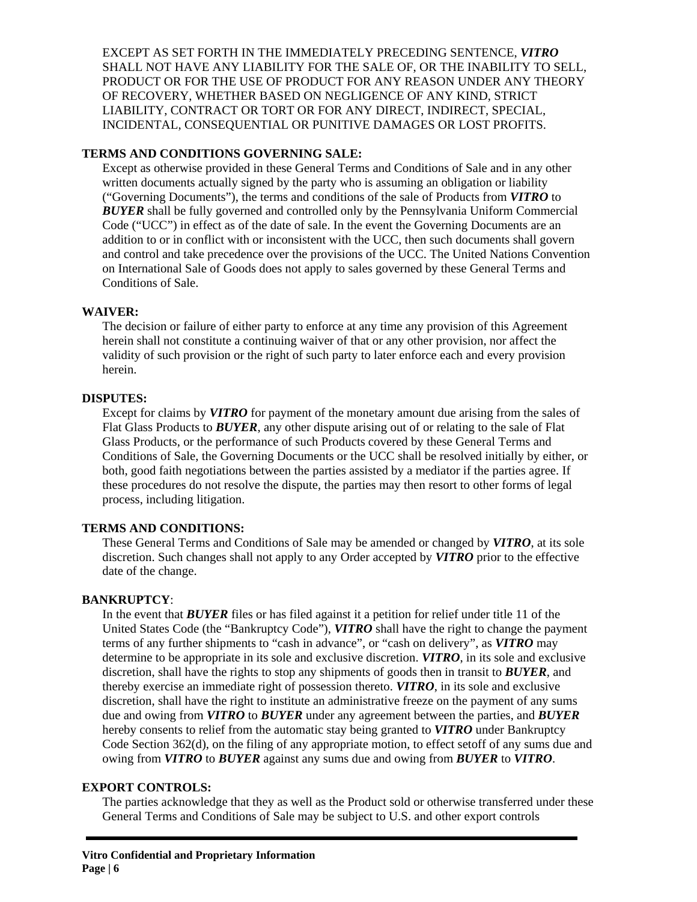EXCEPT AS SET FORTH IN THE IMMEDIATELY PRECEDING SENTENCE, ***VITRO*** SHALL NOT HAVE ANY LIABILITY FOR THE SALE OF, OR THE INABILITY TO SELL, PRODUCT OR FOR THE USE OF PRODUCT FOR ANY REASON UNDER ANY THEORY OF RECOVERY, WHETHER BASED ON NEGLIGENCE OF ANY KIND, STRICT LIABILITY, CONTRACT OR TORT OR FOR ANY DIRECT, INDIRECT, SPECIAL, INCIDENTAL, CONSEQUENTIAL OR PUNITIVE DAMAGES OR LOST PROFITS.

**TERMS AND CONDITIONS GOVERNING SALE:**

Except as otherwise provided in these General Terms and Conditions of Sale and in any other written documents actually signed by the party who is assuming an obligation or liability ("Governing Documents"), the terms and conditions of the sale of Products from ***VITRO*** to ***BUYER*** shall be fully governed and controlled only by the Pennsylvania Uniform Commercial Code ("UCC") in effect as of the date of sale. In the event the Governing Documents are an addition to or in conflict with or inconsistent with the UCC, then such documents shall govern and control and take precedence over the provisions of the UCC. The United Nations Convention on International Sale of Goods does not apply to sales governed by these General Terms and Conditions of Sale.

**WAIVER:**

The decision or failure of either party to enforce at any time any provision of this Agreement herein shall not constitute a continuing waiver of that or any other provision, nor affect the validity of such provision or the right of such party to later enforce each and every provision herein.

**DISPUTES:**

Except for claims by ***VITRO*** for payment of the monetary amount due arising from the sales of Flat Glass Products to ***BUYER***, any other dispute arising out of or relating to the sale of Flat Glass Products, or the performance of such Products covered by these General Terms and Conditions of Sale, the Governing Documents or the UCC shall be resolved initially by either, or both, good faith negotiations between the parties assisted by a mediator if the parties agree. If these procedures do not resolve the dispute, the parties may then resort to other forms of legal process, including litigation.

**TERMS AND CONDITIONS:**

These General Terms and Conditions of Sale may be amended or changed by ***VITRO***, at its sole discretion. Such changes shall not apply to any Order accepted by ***VITRO*** prior to the effective date of the change.

**BANKRUPTCY**:

In the event that ***BUYER*** files or has filed against it a petition for relief under title 11 of the United States Code (the "Bankruptcy Code"), ***VITRO*** shall have the right to change the payment terms of any further shipments to "cash in advance", or "cash on delivery", as ***VITRO*** may determine to be appropriate in its sole and exclusive discretion. ***VITRO***, in its sole and exclusive discretion, shall have the rights to stop any shipments of goods then in transit to ***BUYER***, and thereby exercise an immediate right of possession thereto. ***VITRO***, in its sole and exclusive discretion, shall have the right to institute an administrative freeze on the payment of any sums due and owing from ***VITRO*** to ***BUYER*** under any agreement between the parties, and ***BUYER*** hereby consents to relief from the automatic stay being granted to ***VITRO*** under Bankruptcy Code Section 362(d), on the filing of any appropriate motion, to effect setoff of any sums due and owing from ***VITRO*** to ***BUYER*** against any sums due and owing from ***BUYER*** to ***VITRO***.

**EXPORT CONTROLS:**

The parties acknowledge that they as well as the Product sold or otherwise transferred under these General Terms and Conditions of Sale may be subject to U.S. and other export controls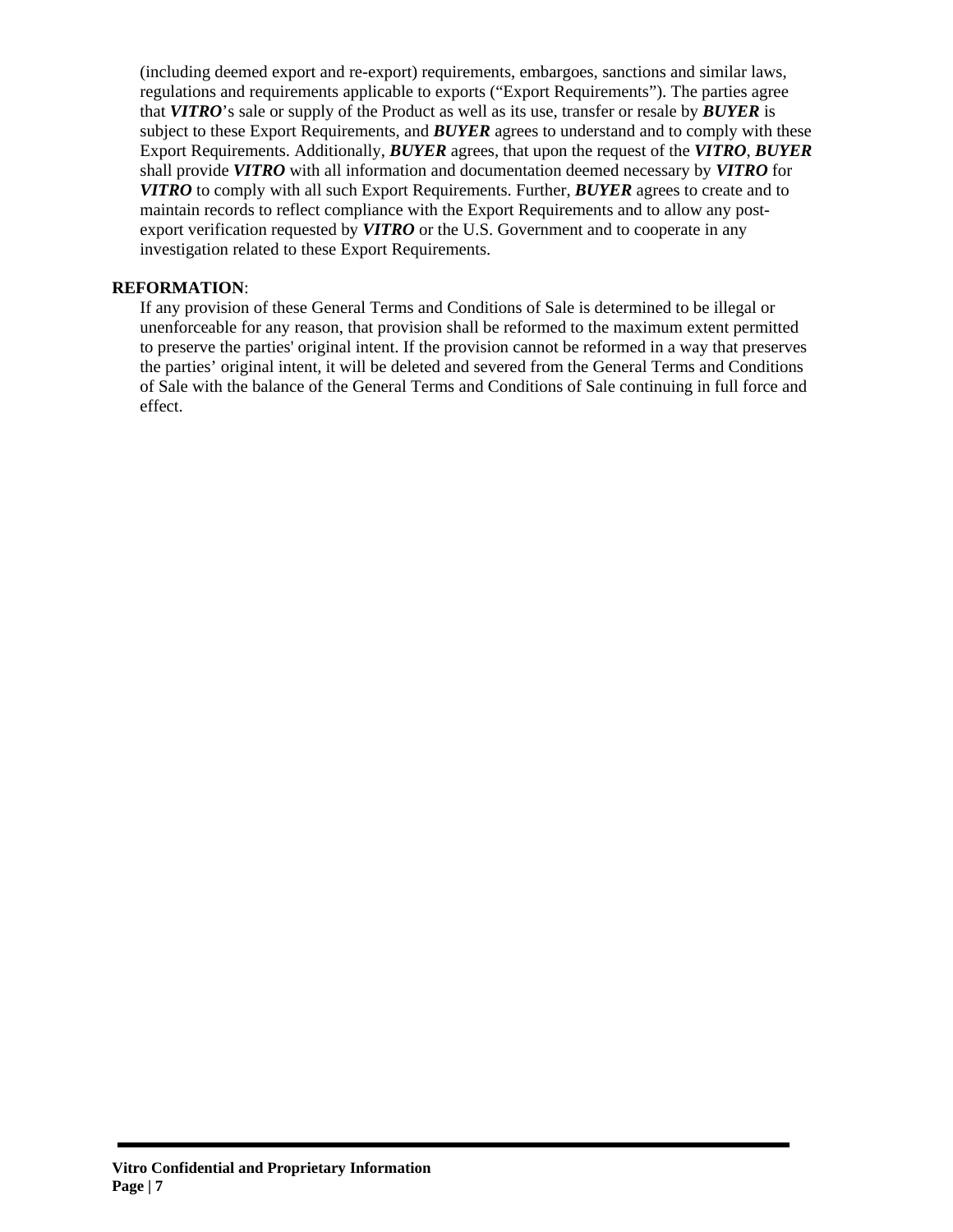(including deemed export and re-export) requirements, embargoes, sanctions and similar laws, regulations and requirements applicable to exports ("Export Requirements"). The parties agree that ***VITRO***'s sale or supply of the Product as well as its use, transfer or resale by ***BUYER*** is subject to these Export Requirements, and ***BUYER*** agrees to understand and to comply with these Export Requirements. Additionally, ***BUYER*** agrees, that upon the request of the ***VITRO***, ***BUYER*** shall provide ***VITRO*** with all information and documentation deemed necessary by ***VITRO*** for ***VITRO*** to comply with all such Export Requirements. Further, ***BUYER*** agrees to create and to maintain records to reflect compliance with the Export Requirements and to allow any post-export verification requested by ***VITRO*** or the U.S. Government and to cooperate in any investigation related to these Export Requirements.

**REFORMATION**:

If any provision of these General Terms and Conditions of Sale is determined to be illegal or unenforceable for any reason, that provision shall be reformed to the maximum extent permitted to preserve the parties' original intent. If the provision cannot be reformed in a way that preserves the parties' original intent, it will be deleted and severed from the General Terms and Conditions of Sale with the balance of the General Terms and Conditions of Sale continuing in full force and effect.

**Vitro Confidential and Proprietary Information**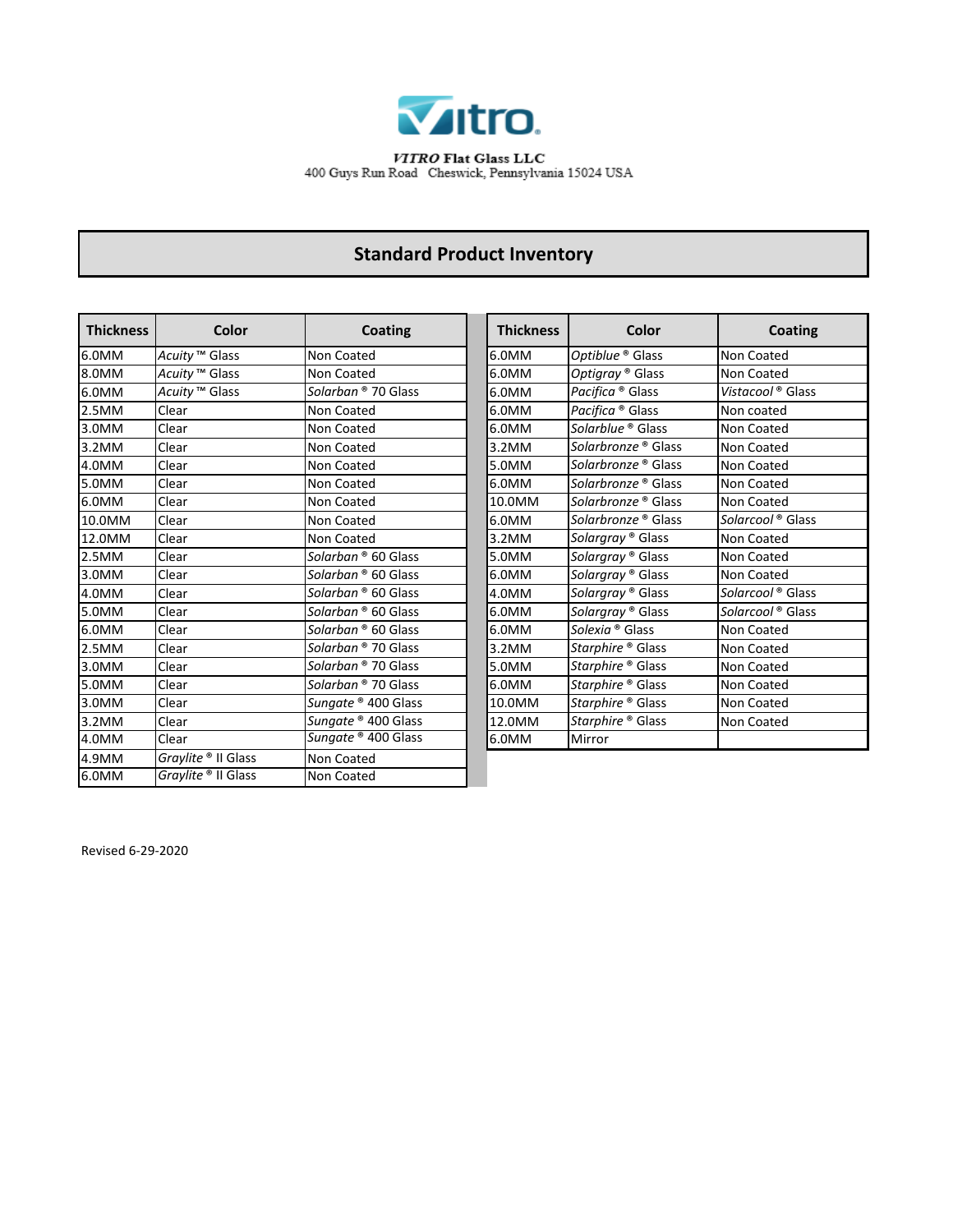VITRO Flat Glass LLC
400 Guys Run Road Cheswick, Pennsylvania 15024 USA

## Standard Product Inventory

| Thickness | Color | Coating |
|---|---|---|
| 6.0MM | *Acuity* ™ Glass | Non Coated |
| 8.0MM | *Acuity* ™ Glass | Non Coated |
| 6.0MM | *Acuity* ™ Glass | *Solarban* ® 70 Glass |
| 2.5MM | Clear | Non Coated |
| 3.0MM | Clear | Non Coated |
| 3.2MM | Clear | Non Coated |
| 4.0MM | Clear | Non Coated |
| 5.0MM | Clear | Non Coated |
| 6.0MM | Clear | Non Coated |
| 10.0MM | Clear | Non Coated |
| 12.0MM | Clear | Non Coated |
| 2.5MM | Clear | *Solarban* ® 60 Glass |
| 3.0MM | Clear | *Solarban* ® 60 Glass |
| 4.0MM | Clear | *Solarban* ® 60 Glass |
| 5.0MM | Clear | *Solarban* ® 60 Glass |
| 6.0MM | Clear | *Solarban* ® 60 Glass |
| 2.5MM | Clear | *Solarban* ® 70 Glass |
| 3.0MM | Clear | *Solarban* ® 70 Glass |
| 5.0MM | Clear | *Solarban* ® 70 Glass |
| 3.0MM | Clear | *Sungate* ® 400 Glass |
| 3.2MM | Clear | *Sungate* ® 400 Glass |
| 4.0MM | Clear | *Sungate* ® 400 Glass |
| 4.9MM | *Graylite* ® II Glass | Non Coated |
| 6.0MM | *Graylite* ® II Glass | Non Coated |

| Thickness | Color | Coating |
|---|---|---|
| 6.0MM | *Optiblue* ® Glass | Non Coated |
| 6.0MM | *Optigray* ® Glass | Non Coated |
| 6.0MM | *Pacifica* ® Glass | *Vistacool* ® Glass |
| 6.0MM | *Pacifica* ® Glass | Non coated |
| 6.0MM | *Solarblue* ® Glass | Non Coated |
| 3.2MM | *Solarbronze* ® Glass | Non Coated |
| 5.0MM | *Solarbronze* ® Glass | Non Coated |
| 6.0MM | *Solarbronze* ® Glass | Non Coated |
| 10.0MM | *Solarbronze* ® Glass | Non Coated |
| 6.0MM | *Solarbronze* ® Glass | *Solarcool* ® Glass |
| 3.2MM | *Solargray* ® Glass | Non Coated |
| 5.0MM | *Solargray* ® Glass | Non Coated |
| 6.0MM | *Solargray* ® Glass | Non Coated |
| 4.0MM | *Solargray* ® Glass | *Solarcool* ® Glass |
| 6.0MM | *Solargray* ® Glass | *Solarcool* ® Glass |
| 6.0MM | *Solexia* ® Glass | Non Coated |
| 3.2MM | *Starphire* ® Glass | Non Coated |
| 5.0MM | *Starphire* ® Glass | Non Coated |
| 6.0MM | *Starphire* ® Glass | Non Coated |
| 10.0MM | *Starphire* ® Glass | Non Coated |
| 12.0MM | *Starphire* ® Glass | Non Coated |
| 6.0MM | Mirror | |

Revised 6-29-2020